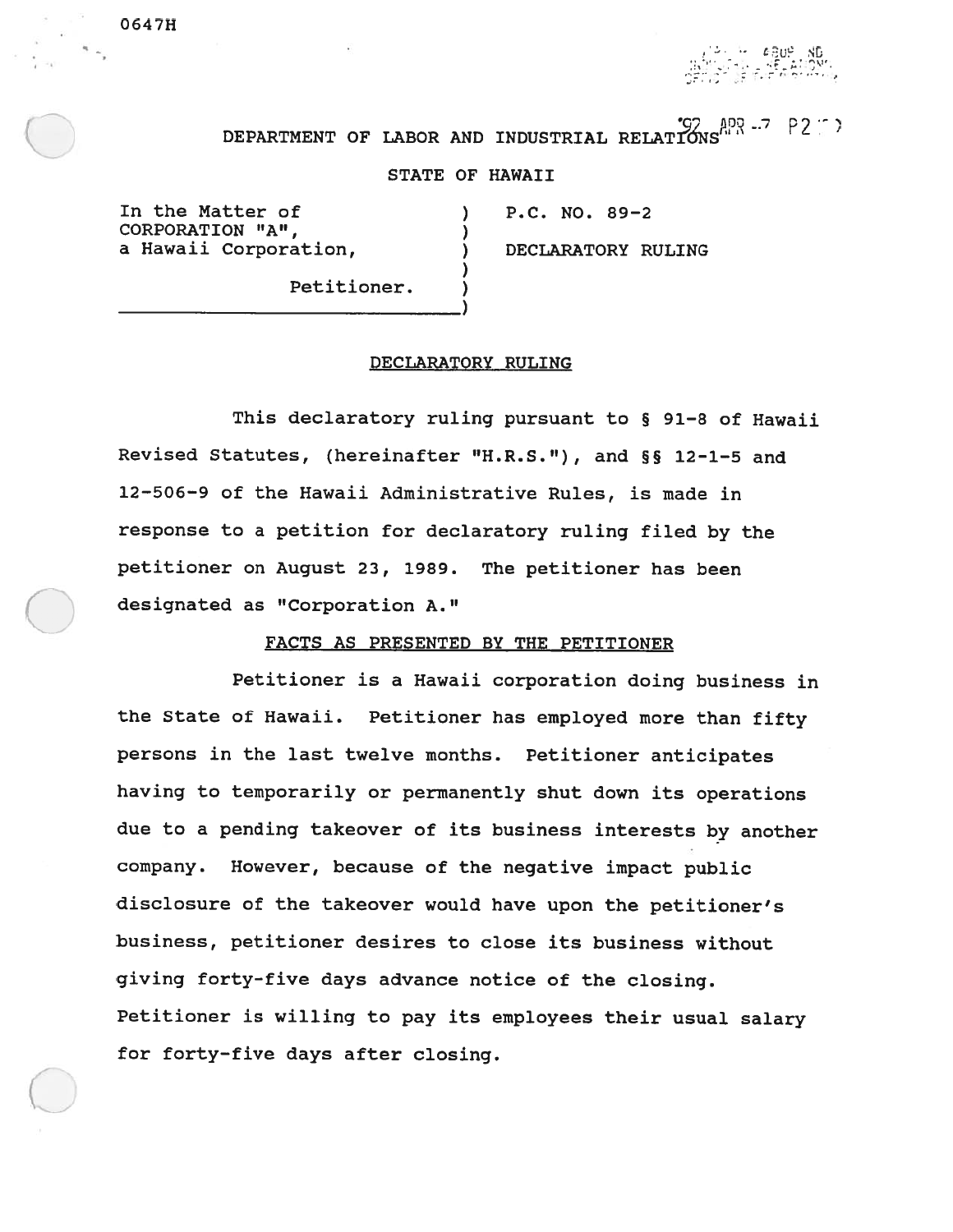0647H

'92 APR -7 P2

DEPARTMENT OF LABOR AND INDUSTRIAL RELATIONS

STATE OF HAWAII

| | | |
|---|---|---|
| In the Matter of CORPORATION "A", a Hawaii Corporation, Petitioner. | ) | P.C. NO. 89-2 DECLARATORY RULING |

## DECLARATORY RULING

This declaratory ruling pursuant to § 91-8 of Hawaii Revised Statutes, (hereinafter "H.R.S."), and §§ 12-1-5 and 12-506-9 of the Hawaii Administrative Rules, is made in response to a petition for declaratory ruling filed by the petitioner on August 23, 1989. The petitioner has been designated as "Corporation A."

### FACTS AS PRESENTED BY THE PETITIONER

Petitioner is a Hawaii corporation doing business in the State of Hawaii. Petitioner has employed more than fifty persons in the last twelve months. Petitioner anticipates having to temporarily or permanently shut down its operations due to a pending takeover of its business interests by another company. However, because of the negative impact public disclosure of the takeover would have upon the petitioner's business, petitioner desires to close its business without giving forty-five days advance notice of the closing. Petitioner is willing to pay its employees their usual salary for forty-five days after closing.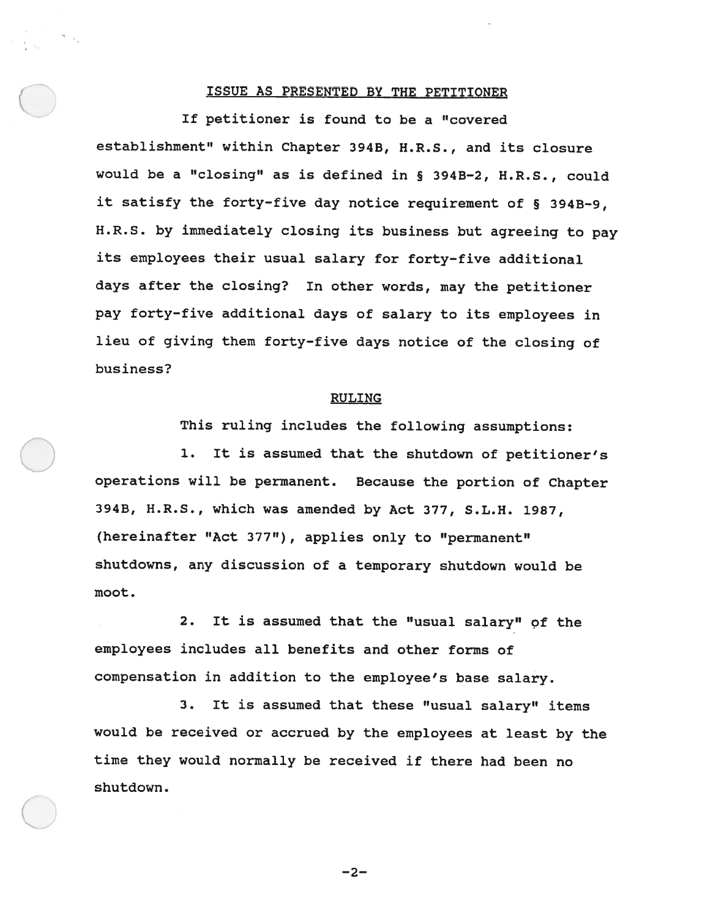## ISSUE AS PRESENTED BY THE PETITIONER

If petitioner is found to be a "covered establishment" within Chapter 394B, H.R.S., and its closure would be a "closing" as is defined in § 394B-2, H.R.S., could it satisfy the forty-five day notice requirement of § 394B-9, H.R.S. by immediately closing its business but agreeing to pay its employees their usual salary for forty-five additional days after the closing? In other words, may the petitioner pay forty-five additional days of salary to its employees in lieu of giving them forty-five days notice of the closing of business?

## RULING

This ruling includes the following assumptions:

1. It is assumed that the shutdown of petitioner's operations will be permanent. Because the portion of Chapter 394B, H.R.S., which was amended by Act 377, S.L.H. 1987, (hereinafter "Act 377"), applies only to "permanent" shutdowns, any discussion of a temporary shutdown would be moot.

2. It is assumed that the "usual salary" of the employees includes all benefits and other forms of compensation in addition to the employee's base salary.

3. It is assumed that these "usual salary" items would be received or accrued by the employees at least by the time they would normally be received if there had been no shutdown.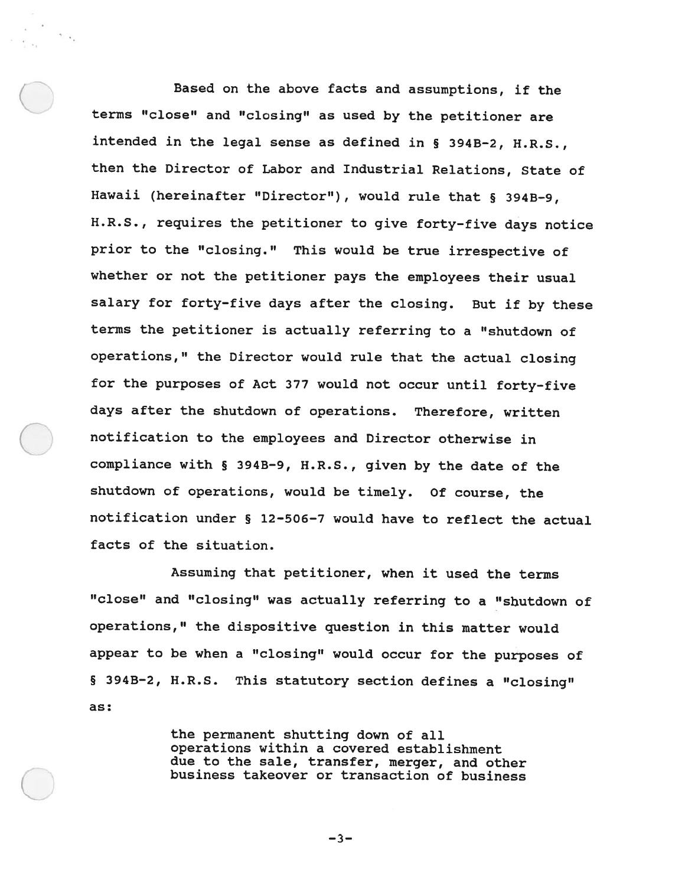Based on the above facts and assumptions, if the terms "close" and "closing" as used by the petitioner are intended in the legal sense as defined in § 394B-2, H.R.S., then the Director of Labor and Industrial Relations, State of Hawaii (hereinafter "Director"), would rule that § 394B-9, H.R.S., requires the petitioner to give forty-five days notice prior to the "closing." This would be true irrespective of whether or not the petitioner pays the employees their usual salary for forty-five days after the closing. But if by these terms the petitioner is actually referring to a "shutdown of operations," the Director would rule that the actual closing for the purposes of Act 377 would not occur until forty-five days after the shutdown of operations. Therefore, written notification to the employees and Director otherwise in compliance with § 394B-9, H.R.S., given by the date of the shutdown of operations, would be timely. Of course, the notification under § 12-506-7 would have to reflect the actual facts of the situation.

Assuming that petitioner, when it used the terms "close" and "closing" was actually referring to a "shutdown of operations," the dispositive question in this matter would appear to be when a "closing" would occur for the purposes of § 394B-2, H.R.S. This statutory section defines a "closing" as:

> the permanent shutting down of all operations within a covered establishment due to the sale, transfer, merger, and other business takeover or transaction of business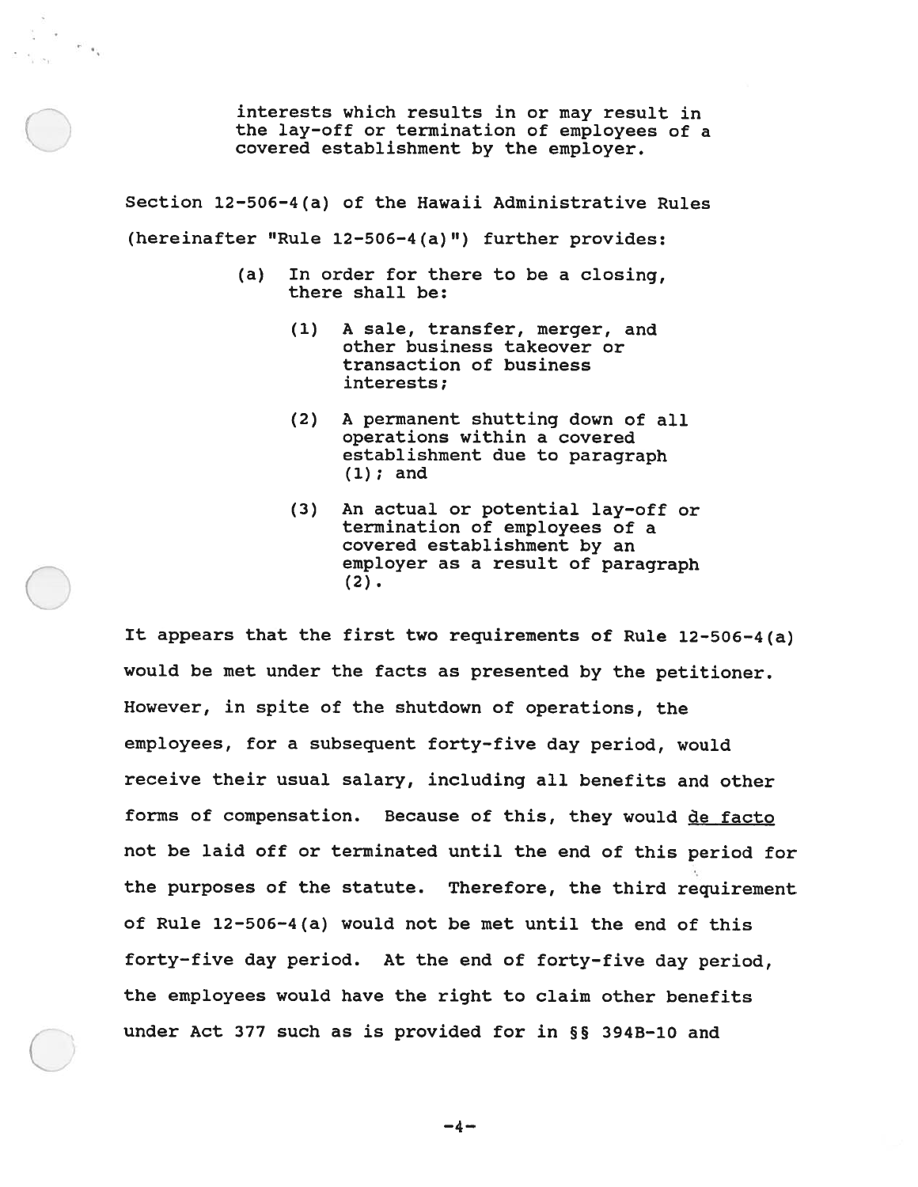> interests which results in or may result in the lay-off or termination of employees of a covered establishment by the employer.

Section 12-506-4(a) of the Hawaii Administrative Rules (hereinafter "Rule 12-506-4(a)") further provides:

> (a) In order for there to be a closing, there shall be:
>
> (1) A sale, transfer, merger, and other business takeover or transaction of business interests;
>
> (2) A permanent shutting down of all operations within a covered establishment due to paragraph (1); and
>
> (3) An actual or potential lay-off or termination of employees of a covered establishment by an employer as a result of paragraph (2).

It appears that the first two requirements of Rule 12-506-4(a) would be met under the facts as presented by the petitioner. However, in spite of the shutdown of operations, the employees, for a subsequent forty-five day period, would receive their usual salary, including all benefits and other forms of compensation. Because of this, they would _de facto_ not be laid off or terminated until the end of this period for the purposes of the statute. Therefore, the third requirement of Rule 12-506-4(a) would not be met until the end of this forty-five day period. At the end of forty-five day period, the employees would have the right to claim other benefits under Act 377 such as is provided for in §§ 394B-10 and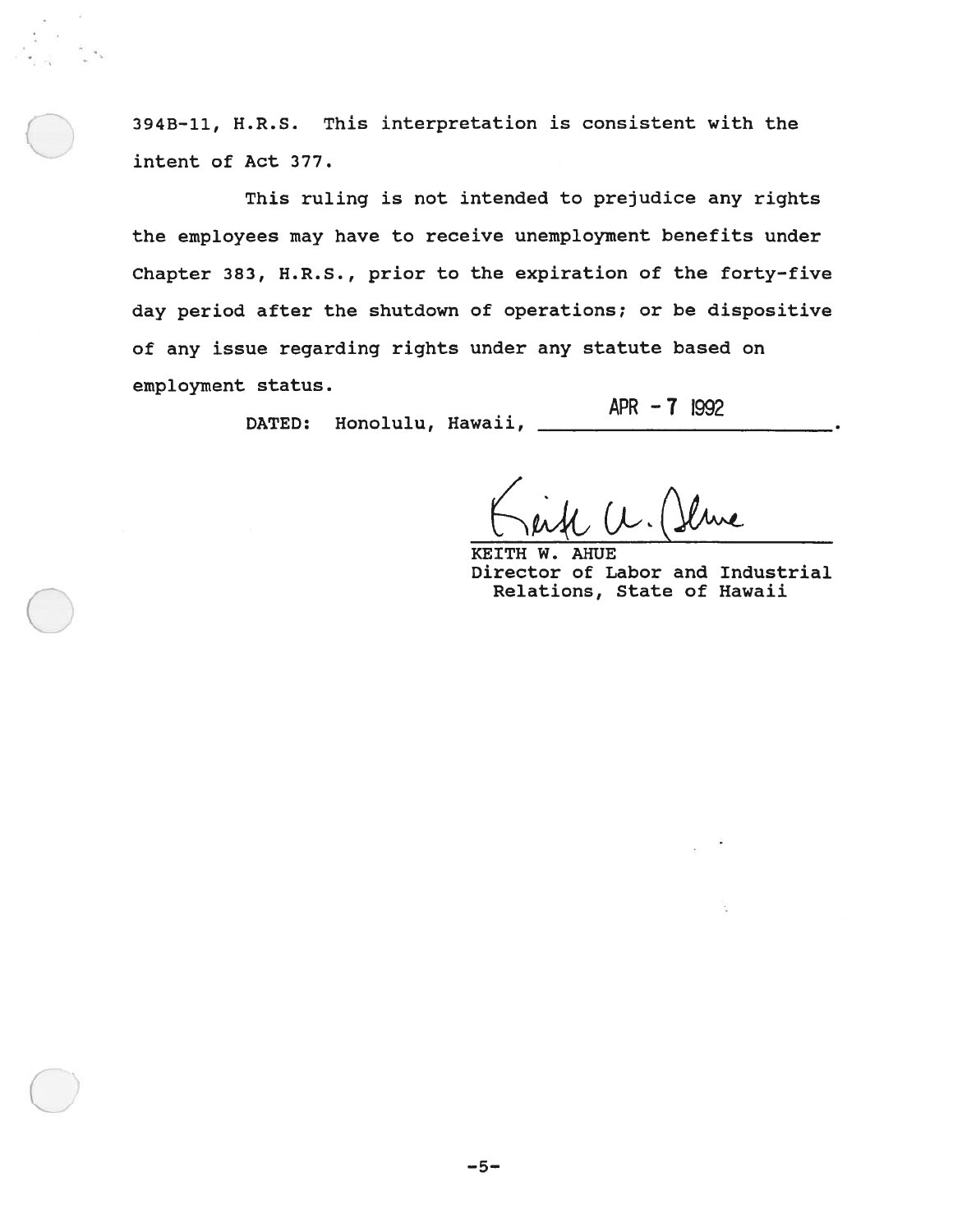394B-11, H.R.S. This interpretation is consistent with the intent of Act 377.

This ruling is not intended to prejudice any rights the employees may have to receive unemployment benefits under Chapter 383, H.R.S., prior to the expiration of the forty-five day period after the shutdown of operations; or be dispositive of any issue regarding rights under any statute based on employment status.

DATED: Honolulu, Hawaii, APR - 7 1992.

KEITH W. AHUE
Director of Labor and Industrial Relations, State of Hawaii